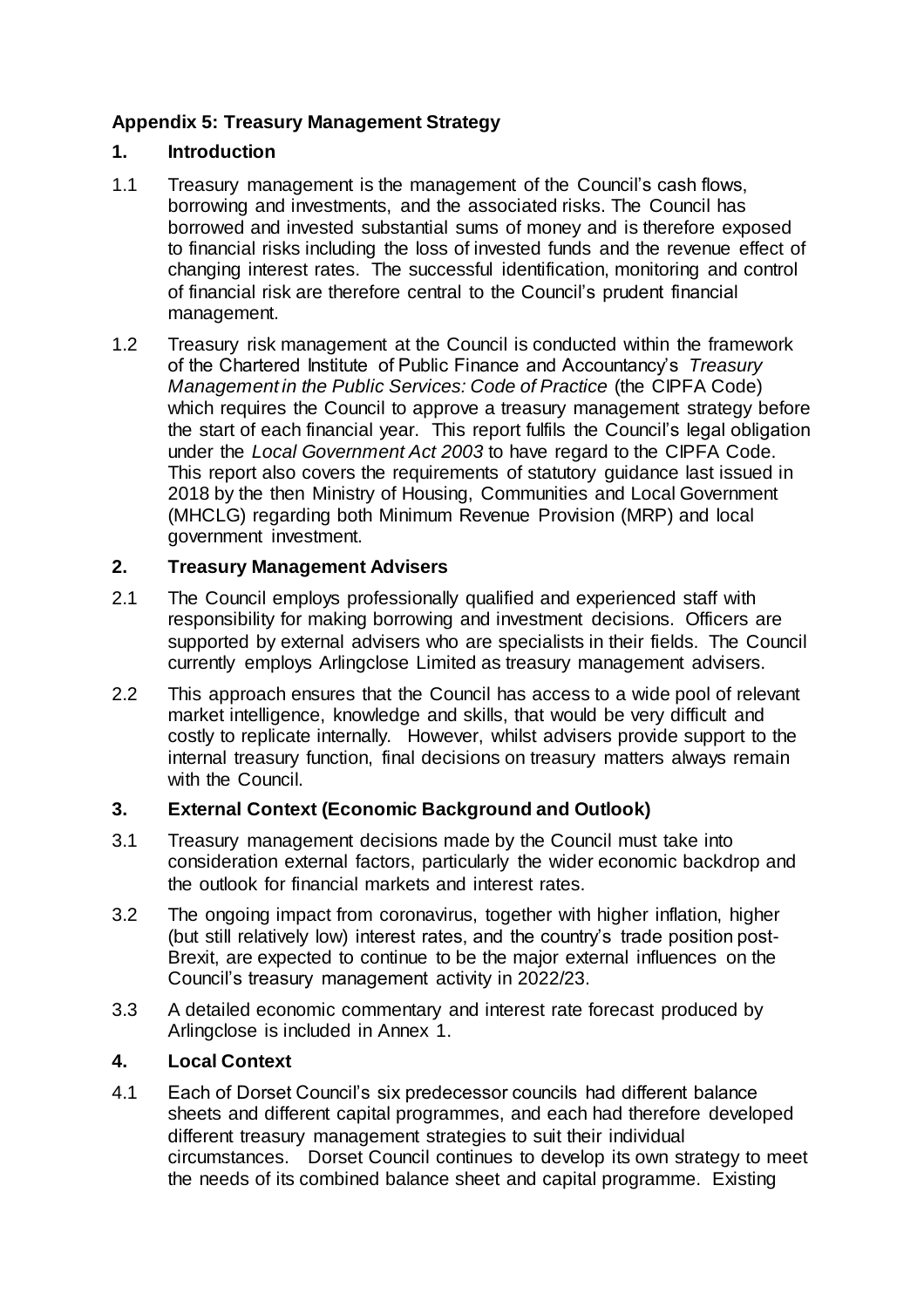## Appendix 5: Treasury Management Strategy

### 1. Introduction

1.1 Treasury management is the management of the Council's cash flows, borrowing and investments, and the associated risks. The Council has borrowed and invested substantial sums of money and is therefore exposed to financial risks including the loss of invested funds and the revenue effect of changing interest rates. The successful identification, monitoring and control of financial risk are therefore central to the Council's prudent financial management.

1.2 Treasury risk management at the Council is conducted within the framework of the Chartered Institute of Public Finance and Accountancy's *Treasury Management in the Public Services: Code of Practice* (the CIPFA Code) which requires the Council to approve a treasury management strategy before the start of each financial year. This report fulfils the Council's legal obligation under the *Local Government Act 2003* to have regard to the CIPFA Code. This report also covers the requirements of statutory guidance last issued in 2018 by the then Ministry of Housing, Communities and Local Government (MHCLG) regarding both Minimum Revenue Provision (MRP) and local government investment.

### 2. Treasury Management Advisers

2.1 The Council employs professionally qualified and experienced staff with responsibility for making borrowing and investment decisions. Officers are supported by external advisers who are specialists in their fields. The Council currently employs Arlingclose Limited as treasury management advisers.

2.2 This approach ensures that the Council has access to a wide pool of relevant market intelligence, knowledge and skills, that would be very difficult and costly to replicate internally. However, whilst advisers provide support to the internal treasury function, final decisions on treasury matters always remain with the Council.

### 3. External Context (Economic Background and Outlook)

3.1 Treasury management decisions made by the Council must take into consideration external factors, particularly the wider economic backdrop and the outlook for financial markets and interest rates.

3.2 The ongoing impact from coronavirus, together with higher inflation, higher (but still relatively low) interest rates, and the country's trade position post-Brexit, are expected to continue to be the major external influences on the Council's treasury management activity in 2022/23.

3.3 A detailed economic commentary and interest rate forecast produced by Arlingclose is included in Annex 1.

### 4. Local Context

4.1 Each of Dorset Council's six predecessor councils had different balance sheets and different capital programmes, and each had therefore developed different treasury management strategies to suit their individual circumstances. Dorset Council continues to develop its own strategy to meet the needs of its combined balance sheet and capital programme. Existing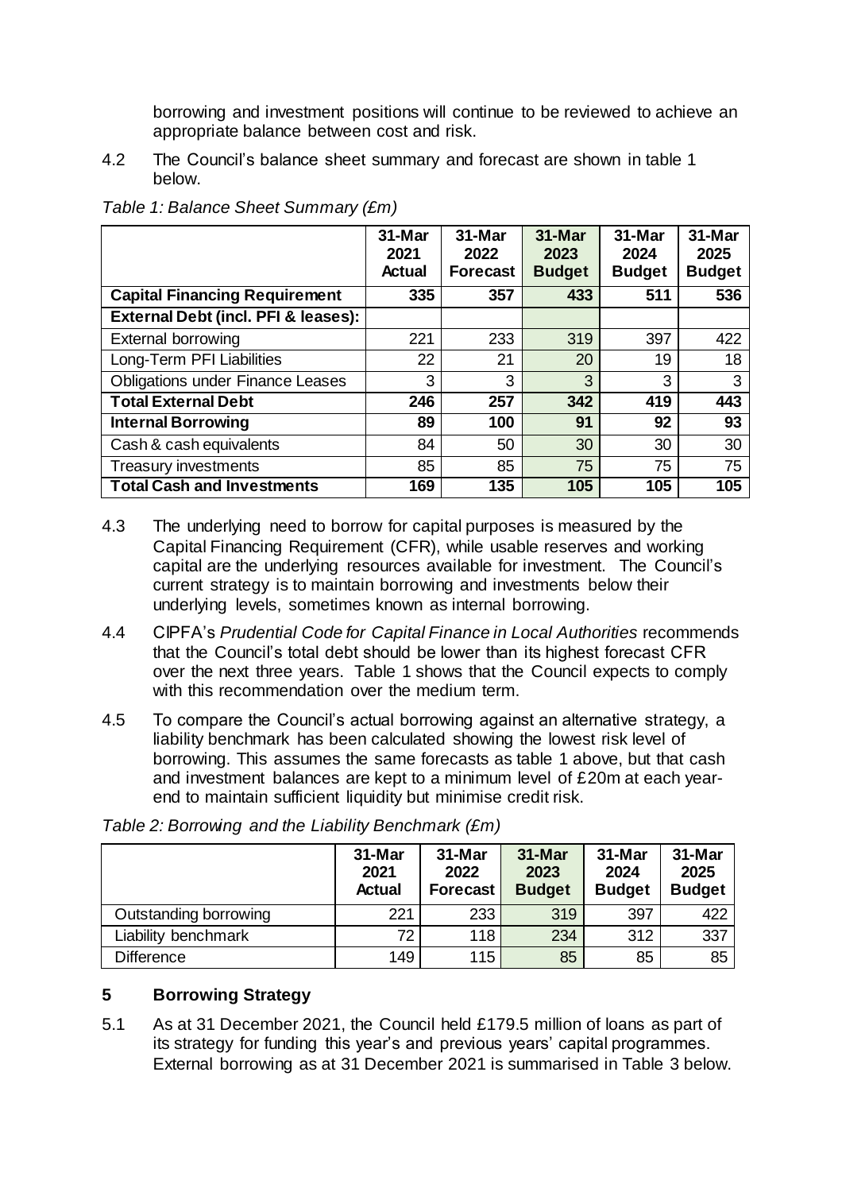borrowing and investment positions will continue to be reviewed to achieve an appropriate balance between cost and risk.

4.2 The Council's balance sheet summary and forecast are shown in table 1 below.

*Table 1: Balance Sheet Summary (£m)*

| | 31-Mar 2021 Actual | 31-Mar 2022 Forecast | 31-Mar 2023 Budget | 31-Mar 2024 Budget | 31-Mar 2025 Budget |
|---|---|---|---|---|---|
| **Capital Financing Requirement** | **335** | **357** | **433** | **511** | **536** |
| **External Debt (incl. PFI & leases):** | | | | | |
| External borrowing | 221 | 233 | 319 | 397 | 422 |
| Long-Term PFI Liabilities | 22 | 21 | 20 | 19 | 18 |
| Obligations under Finance Leases | 3 | 3 | 3 | 3 | 3 |
| **Total External Debt** | **246** | **257** | **342** | **419** | **443** |
| **Internal Borrowing** | **89** | **100** | **91** | **92** | **93** |
| Cash & cash equivalents | 84 | 50 | 30 | 30 | 30 |
| Treasury investments | 85 | 85 | 75 | 75 | 75 |
| **Total Cash and Investments** | **169** | **135** | **105** | **105** | **105** |

4.3 The underlying need to borrow for capital purposes is measured by the Capital Financing Requirement (CFR), while usable reserves and working capital are the underlying resources available for investment. The Council's current strategy is to maintain borrowing and investments below their underlying levels, sometimes known as internal borrowing.

4.4 CIPFA's *Prudential Code for Capital Finance in Local Authorities* recommends that the Council's total debt should be lower than its highest forecast CFR over the next three years. Table 1 shows that the Council expects to comply with this recommendation over the medium term.

4.5 To compare the Council's actual borrowing against an alternative strategy, a liability benchmark has been calculated showing the lowest risk level of borrowing. This assumes the same forecasts as table 1 above, but that cash and investment balances are kept to a minimum level of £20m at each year-end to maintain sufficient liquidity but minimise credit risk.

*Table 2: Borrowing and the Liability Benchmark (£m)*

| | 31-Mar 2021 Actual | 31-Mar 2022 Forecast | 31-Mar 2023 Budget | 31-Mar 2024 Budget | 31-Mar 2025 Budget |
|---|---|---|---|---|---|
| Outstanding borrowing | 221 | 233 | 319 | 397 | 422 |
| Liability benchmark | 72 | 118 | 234 | 312 | 337 |
| Difference | 149 | 115 | 85 | 85 | 85 |

## 5 Borrowing Strategy

5.1 As at 31 December 2021, the Council held £179.5 million of loans as part of its strategy for funding this year's and previous years' capital programmes. External borrowing as at 31 December 2021 is summarised in Table 3 below.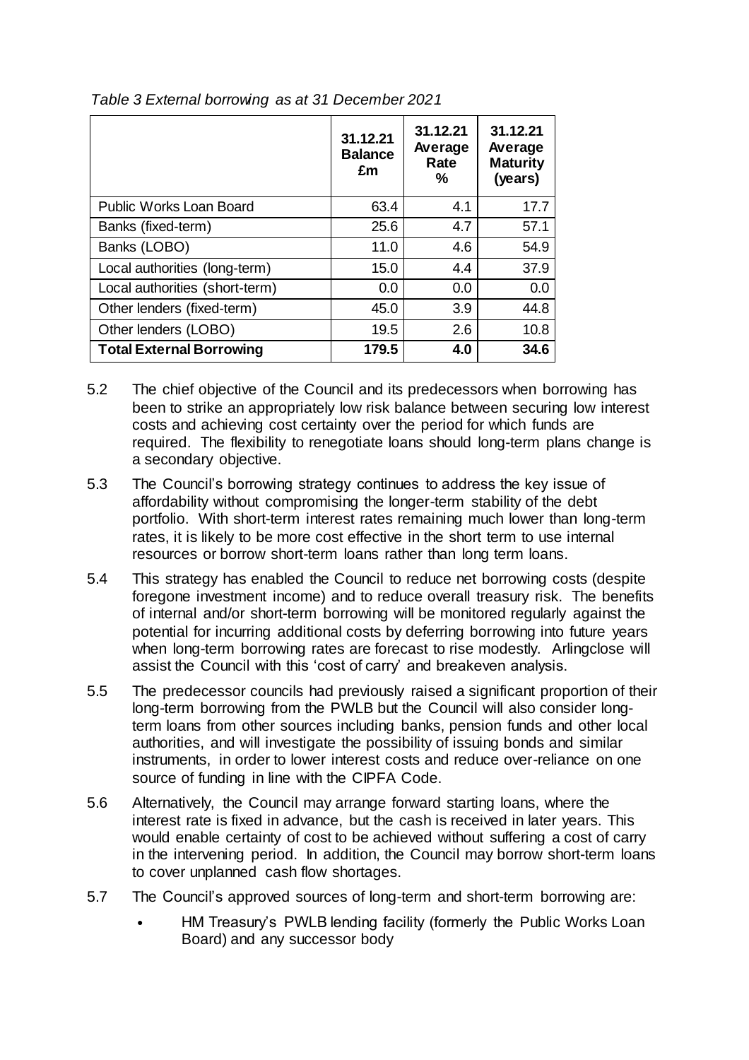*Table 3 External borrowing as at 31 December 2021*

| | 31.12.21 Balance £m | 31.12.21 Average Rate % | 31.12.21 Average Maturity (years) |
|---|---|---|---|
| Public Works Loan Board | 63.4 | 4.1 | 17.7 |
| Banks (fixed-term) | 25.6 | 4.7 | 57.1 |
| Banks (LOBO) | 11.0 | 4.6 | 54.9 |
| Local authorities (long-term) | 15.0 | 4.4 | 37.9 |
| Local authorities (short-term) | 0.0 | 0.0 | 0.0 |
| Other lenders (fixed-term) | 45.0 | 3.9 | 44.8 |
| Other lenders (LOBO) | 19.5 | 2.6 | 10.8 |
| **Total External Borrowing** | **179.5** | **4.0** | **34.6** |

5.2 The chief objective of the Council and its predecessors when borrowing has been to strike an appropriately low risk balance between securing low interest costs and achieving cost certainty over the period for which funds are required. The flexibility to renegotiate loans should long-term plans change is a secondary objective.

5.3 The Council's borrowing strategy continues to address the key issue of affordability without compromising the longer-term stability of the debt portfolio. With short-term interest rates remaining much lower than long-term rates, it is likely to be more cost effective in the short term to use internal resources or borrow short-term loans rather than long term loans.

5.4 This strategy has enabled the Council to reduce net borrowing costs (despite foregone investment income) and to reduce overall treasury risk. The benefits of internal and/or short-term borrowing will be monitored regularly against the potential for incurring additional costs by deferring borrowing into future years when long-term borrowing rates are forecast to rise modestly. Arlingclose will assist the Council with this 'cost of carry' and breakeven analysis.

5.5 The predecessor councils had previously raised a significant proportion of their long-term borrowing from the PWLB but the Council will also consider long-term loans from other sources including banks, pension funds and other local authorities, and will investigate the possibility of issuing bonds and similar instruments, in order to lower interest costs and reduce over-reliance on one source of funding in line with the CIPFA Code.

5.6 Alternatively, the Council may arrange forward starting loans, where the interest rate is fixed in advance, but the cash is received in later years. This would enable certainty of cost to be achieved without suffering a cost of carry in the intervening period. In addition, the Council may borrow short-term loans to cover unplanned cash flow shortages.

5.7 The Council's approved sources of long-term and short-term borrowing are:

- HM Treasury's PWLB lending facility (formerly the Public Works Loan Board) and any successor body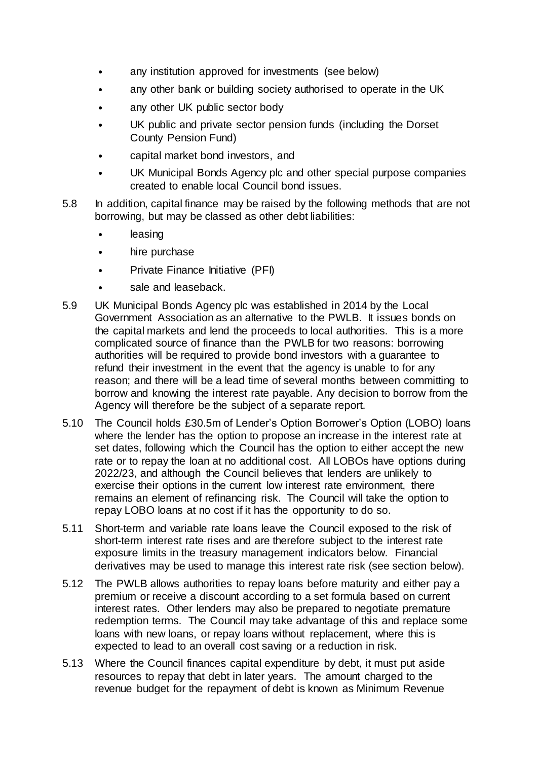- any institution approved for investments (see below)
- any other bank or building society authorised to operate in the UK
- any other UK public sector body
- UK public and private sector pension funds (including the Dorset County Pension Fund)
- capital market bond investors, and
- UK Municipal Bonds Agency plc and other special purpose companies created to enable local Council bond issues.

5.8 In addition, capital finance may be raised by the following methods that are not borrowing, but may be classed as other debt liabilities:

- leasing
- hire purchase
- Private Finance Initiative (PFI)
- sale and leaseback.

5.9 UK Municipal Bonds Agency plc was established in 2014 by the Local Government Association as an alternative to the PWLB. It issues bonds on the capital markets and lend the proceeds to local authorities. This is a more complicated source of finance than the PWLB for two reasons: borrowing authorities will be required to provide bond investors with a guarantee to refund their investment in the event that the agency is unable to for any reason; and there will be a lead time of several months between committing to borrow and knowing the interest rate payable. Any decision to borrow from the Agency will therefore be the subject of a separate report.

5.10 The Council holds £30.5m of Lender's Option Borrower's Option (LOBO) loans where the lender has the option to propose an increase in the interest rate at set dates, following which the Council has the option to either accept the new rate or to repay the loan at no additional cost. All LOBOs have options during 2022/23, and although the Council believes that lenders are unlikely to exercise their options in the current low interest rate environment, there remains an element of refinancing risk. The Council will take the option to repay LOBO loans at no cost if it has the opportunity to do so.

5.11 Short-term and variable rate loans leave the Council exposed to the risk of short-term interest rate rises and are therefore subject to the interest rate exposure limits in the treasury management indicators below. Financial derivatives may be used to manage this interest rate risk (see section below).

5.12 The PWLB allows authorities to repay loans before maturity and either pay a premium or receive a discount according to a set formula based on current interest rates. Other lenders may also be prepared to negotiate premature redemption terms. The Council may take advantage of this and replace some loans with new loans, or repay loans without replacement, where this is expected to lead to an overall cost saving or a reduction in risk.

5.13 Where the Council finances capital expenditure by debt, it must put aside resources to repay that debt in later years. The amount charged to the revenue budget for the repayment of debt is known as Minimum Revenue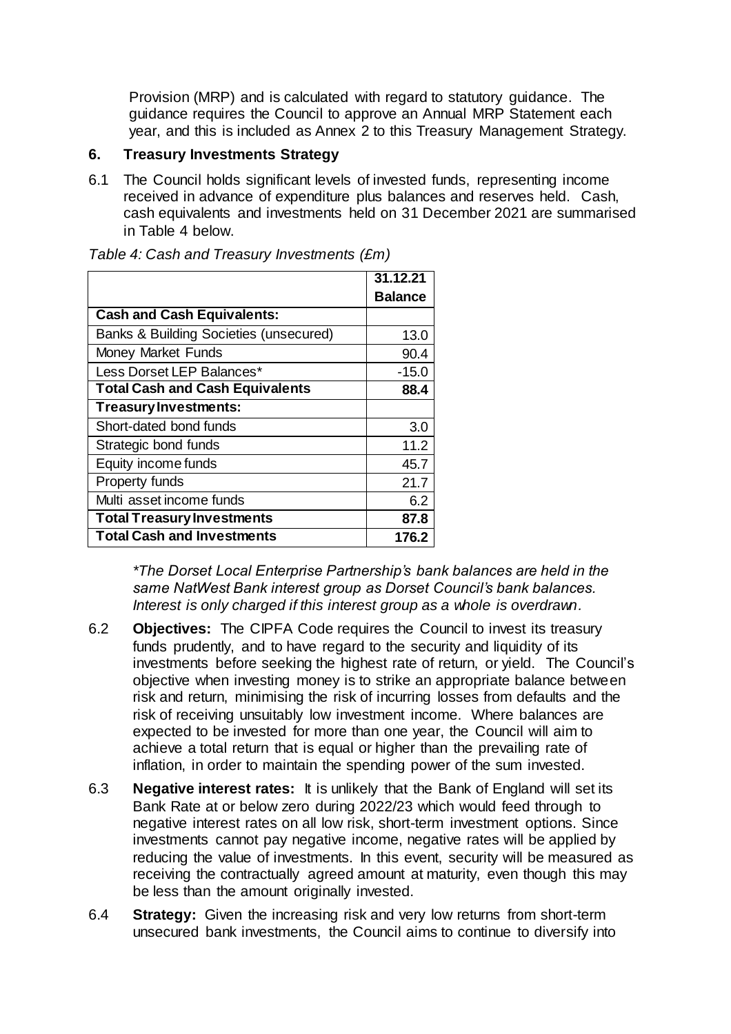Provision (MRP) and is calculated with regard to statutory guidance. The guidance requires the Council to approve an Annual MRP Statement each year, and this is included as Annex 2 to this Treasury Management Strategy.

## 6. Treasury Investments Strategy

6.1 The Council holds significant levels of invested funds, representing income received in advance of expenditure plus balances and reserves held. Cash, cash equivalents and investments held on 31 December 2021 are summarised in Table 4 below.

*Table 4: Cash and Treasury Investments (£m)*

| | 31.12.21 Balance |
|---|---|
| **Cash and Cash Equivalents:** | |
| Banks & Building Societies (unsecured) | 13.0 |
| Money Market Funds | 90.4 |
| Less Dorset LEP Balances* | -15.0 |
| **Total Cash and Cash Equivalents** | **88.4** |
| **Treasury Investments:** | |
| Short-dated bond funds | 3.0 |
| Strategic bond funds | 11.2 |
| Equity income funds | 45.7 |
| Property funds | 21.7 |
| Multi asset income funds | 6.2 |
| **Total Treasury Investments** | **87.8** |
| **Total Cash and Investments** | **176.2** |

*\*The Dorset Local Enterprise Partnership's bank balances are held in the same NatWest Bank interest group as Dorset Council's bank balances. Interest is only charged if this interest group as a whole is overdrawn.*

6.2 **Objectives:** The CIPFA Code requires the Council to invest its treasury funds prudently, and to have regard to the security and liquidity of its investments before seeking the highest rate of return, or yield. The Council's objective when investing money is to strike an appropriate balance between risk and return, minimising the risk of incurring losses from defaults and the risk of receiving unsuitably low investment income. Where balances are expected to be invested for more than one year, the Council will aim to achieve a total return that is equal or higher than the prevailing rate of inflation, in order to maintain the spending power of the sum invested.

6.3 **Negative interest rates:** It is unlikely that the Bank of England will set its Bank Rate at or below zero during 2022/23 which would feed through to negative interest rates on all low risk, short-term investment options. Since investments cannot pay negative income, negative rates will be applied by reducing the value of investments. In this event, security will be measured as receiving the contractually agreed amount at maturity, even though this may be less than the amount originally invested.

6.4 **Strategy:** Given the increasing risk and very low returns from short-term unsecured bank investments, the Council aims to continue to diversify into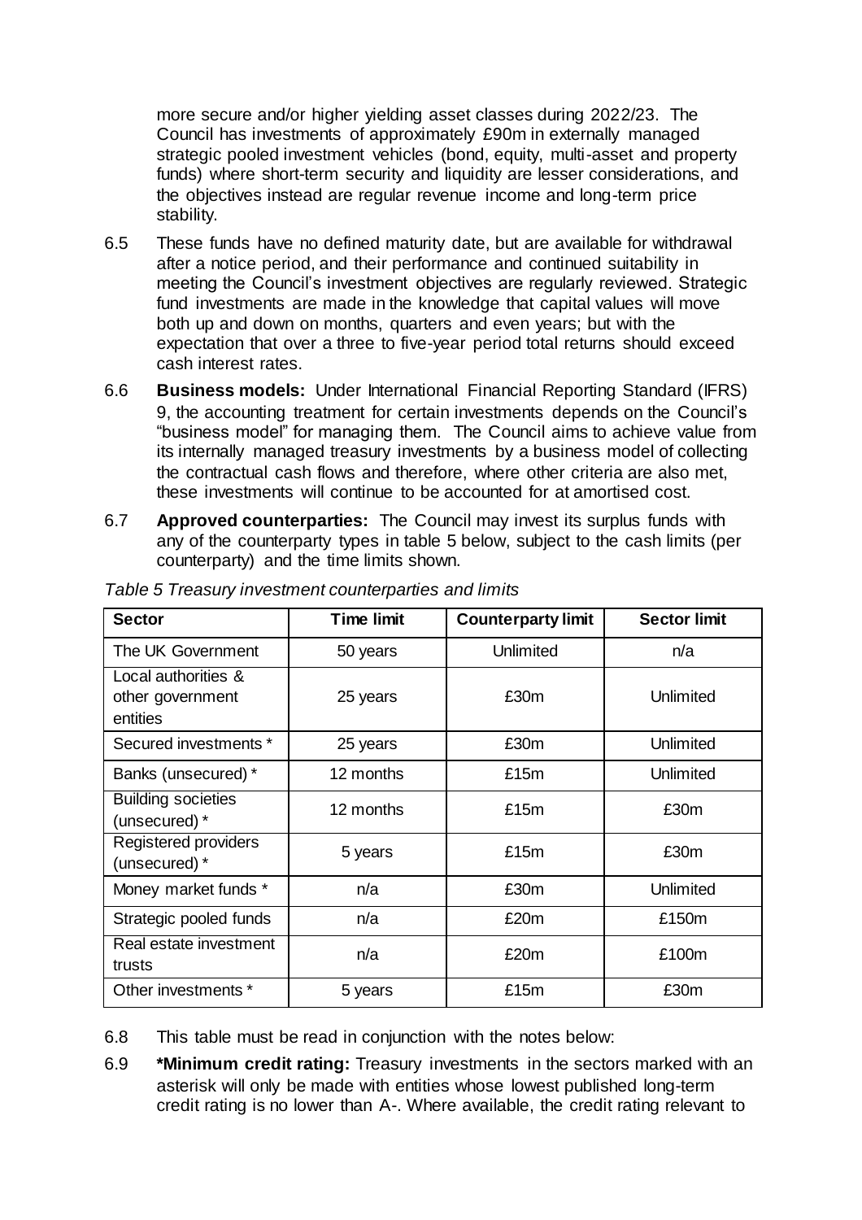more secure and/or higher yielding asset classes during 2022/23. The Council has investments of approximately £90m in externally managed strategic pooled investment vehicles (bond, equity, multi-asset and property funds) where short-term security and liquidity are lesser considerations, and the objectives instead are regular revenue income and long-term price stability.

6.5 These funds have no defined maturity date, but are available for withdrawal after a notice period, and their performance and continued suitability in meeting the Council's investment objectives are regularly reviewed. Strategic fund investments are made in the knowledge that capital values will move both up and down on months, quarters and even years; but with the expectation that over a three to five-year period total returns should exceed cash interest rates.

6.6 **Business models:** Under International Financial Reporting Standard (IFRS) 9, the accounting treatment for certain investments depends on the Council's "business model" for managing them. The Council aims to achieve value from its internally managed treasury investments by a business model of collecting the contractual cash flows and therefore, where other criteria are also met, these investments will continue to be accounted for at amortised cost.

6.7 **Approved counterparties:** The Council may invest its surplus funds with any of the counterparty types in table 5 below, subject to the cash limits (per counterparty) and the time limits shown.

*Table 5 Treasury investment counterparties and limits*

| Sector | Time limit | Counterparty limit | Sector limit |
|---|---|---|---|
| The UK Government | 50 years | Unlimited | n/a |
| Local authorities & other government entities | 25 years | £30m | Unlimited |
| Secured investments * | 25 years | £30m | Unlimited |
| Banks (unsecured) * | 12 months | £15m | Unlimited |
| Building societies (unsecured) * | 12 months | £15m | £30m |
| Registered providers (unsecured) * | 5 years | £15m | £30m |
| Money market funds * | n/a | £30m | Unlimited |
| Strategic pooled funds | n/a | £20m | £150m |
| Real estate investment trusts | n/a | £20m | £100m |
| Other investments * | 5 years | £15m | £30m |

6.8 This table must be read in conjunction with the notes below:

6.9 **\*Minimum credit rating:** Treasury investments in the sectors marked with an asterisk will only be made with entities whose lowest published long-term credit rating is no lower than A-. Where available, the credit rating relevant to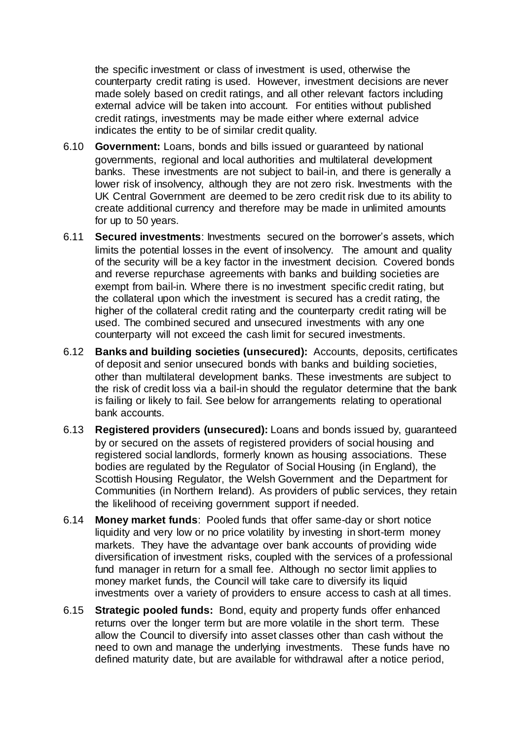the specific investment or class of investment is used, otherwise the counterparty credit rating is used. However, investment decisions are never made solely based on credit ratings, and all other relevant factors including external advice will be taken into account. For entities without published credit ratings, investments may be made either where external advice indicates the entity to be of similar credit quality.

6.10 **Government:** Loans, bonds and bills issued or guaranteed by national governments, regional and local authorities and multilateral development banks. These investments are not subject to bail-in, and there is generally a lower risk of insolvency, although they are not zero risk. Investments with the UK Central Government are deemed to be zero credit risk due to its ability to create additional currency and therefore may be made in unlimited amounts for up to 50 years.

6.11 **Secured investments**: Investments secured on the borrower's assets, which limits the potential losses in the event of insolvency. The amount and quality of the security will be a key factor in the investment decision. Covered bonds and reverse repurchase agreements with banks and building societies are exempt from bail-in. Where there is no investment specific credit rating, but the collateral upon which the investment is secured has a credit rating, the higher of the collateral credit rating and the counterparty credit rating will be used. The combined secured and unsecured investments with any one counterparty will not exceed the cash limit for secured investments.

6.12 **Banks and building societies (unsecured):** Accounts, deposits, certificates of deposit and senior unsecured bonds with banks and building societies, other than multilateral development banks. These investments are subject to the risk of credit loss via a bail-in should the regulator determine that the bank is failing or likely to fail. See below for arrangements relating to operational bank accounts.

6.13 **Registered providers (unsecured):** Loans and bonds issued by, guaranteed by or secured on the assets of registered providers of social housing and registered social landlords, formerly known as housing associations. These bodies are regulated by the Regulator of Social Housing (in England), the Scottish Housing Regulator, the Welsh Government and the Department for Communities (in Northern Ireland). As providers of public services, they retain the likelihood of receiving government support if needed.

6.14 **Money market funds**: Pooled funds that offer same-day or short notice liquidity and very low or no price volatility by investing in short-term money markets. They have the advantage over bank accounts of providing wide diversification of investment risks, coupled with the services of a professional fund manager in return for a small fee. Although no sector limit applies to money market funds, the Council will take care to diversify its liquid investments over a variety of providers to ensure access to cash at all times.

6.15 **Strategic pooled funds:** Bond, equity and property funds offer enhanced returns over the longer term but are more volatile in the short term. These allow the Council to diversify into asset classes other than cash without the need to own and manage the underlying investments. These funds have no defined maturity date, but are available for withdrawal after a notice period,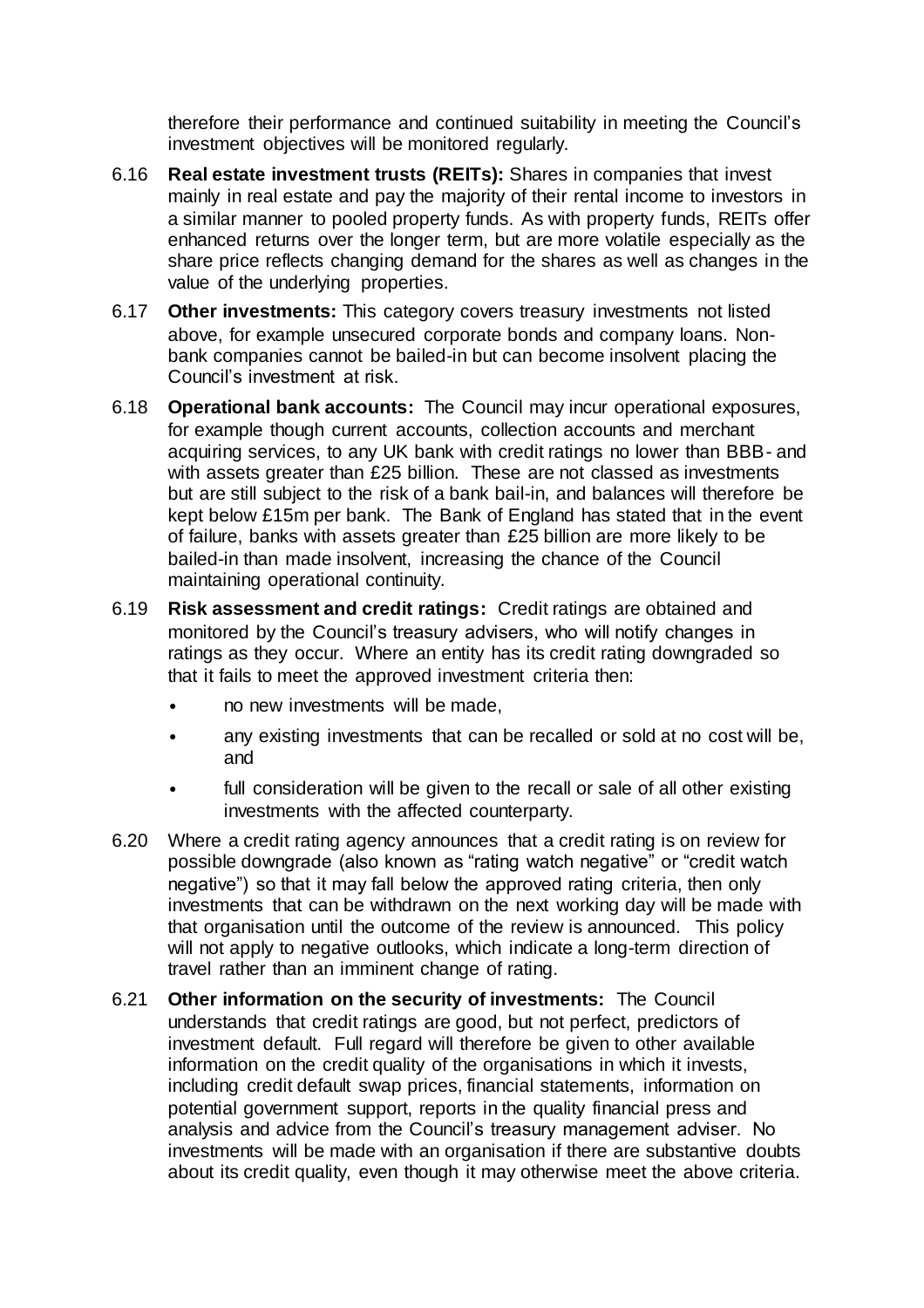therefore their performance and continued suitability in meeting the Council's investment objectives will be monitored regularly.

6.16 **Real estate investment trusts (REITs):** Shares in companies that invest mainly in real estate and pay the majority of their rental income to investors in a similar manner to pooled property funds. As with property funds, REITs offer enhanced returns over the longer term, but are more volatile especially as the share price reflects changing demand for the shares as well as changes in the value of the underlying properties.

6.17 **Other investments:** This category covers treasury investments not listed above, for example unsecured corporate bonds and company loans. Non-bank companies cannot be bailed-in but can become insolvent placing the Council's investment at risk.

6.18 **Operational bank accounts:** The Council may incur operational exposures, for example though current accounts, collection accounts and merchant acquiring services, to any UK bank with credit ratings no lower than BBB- and with assets greater than £25 billion. These are not classed as investments but are still subject to the risk of a bank bail-in, and balances will therefore be kept below £15m per bank. The Bank of England has stated that in the event of failure, banks with assets greater than £25 billion are more likely to be bailed-in than made insolvent, increasing the chance of the Council maintaining operational continuity.

6.19 **Risk assessment and credit ratings:** Credit ratings are obtained and monitored by the Council's treasury advisers, who will notify changes in ratings as they occur. Where an entity has its credit rating downgraded so that it fails to meet the approved investment criteria then:

- no new investments will be made,
- any existing investments that can be recalled or sold at no cost will be, and
- full consideration will be given to the recall or sale of all other existing investments with the affected counterparty.

6.20 Where a credit rating agency announces that a credit rating is on review for possible downgrade (also known as "rating watch negative" or "credit watch negative") so that it may fall below the approved rating criteria, then only investments that can be withdrawn on the next working day will be made with that organisation until the outcome of the review is announced. This policy will not apply to negative outlooks, which indicate a long-term direction of travel rather than an imminent change of rating.

6.21 **Other information on the security of investments:** The Council understands that credit ratings are good, but not perfect, predictors of investment default. Full regard will therefore be given to other available information on the credit quality of the organisations in which it invests, including credit default swap prices, financial statements, information on potential government support, reports in the quality financial press and analysis and advice from the Council's treasury management adviser. No investments will be made with an organisation if there are substantive doubts about its credit quality, even though it may otherwise meet the above criteria.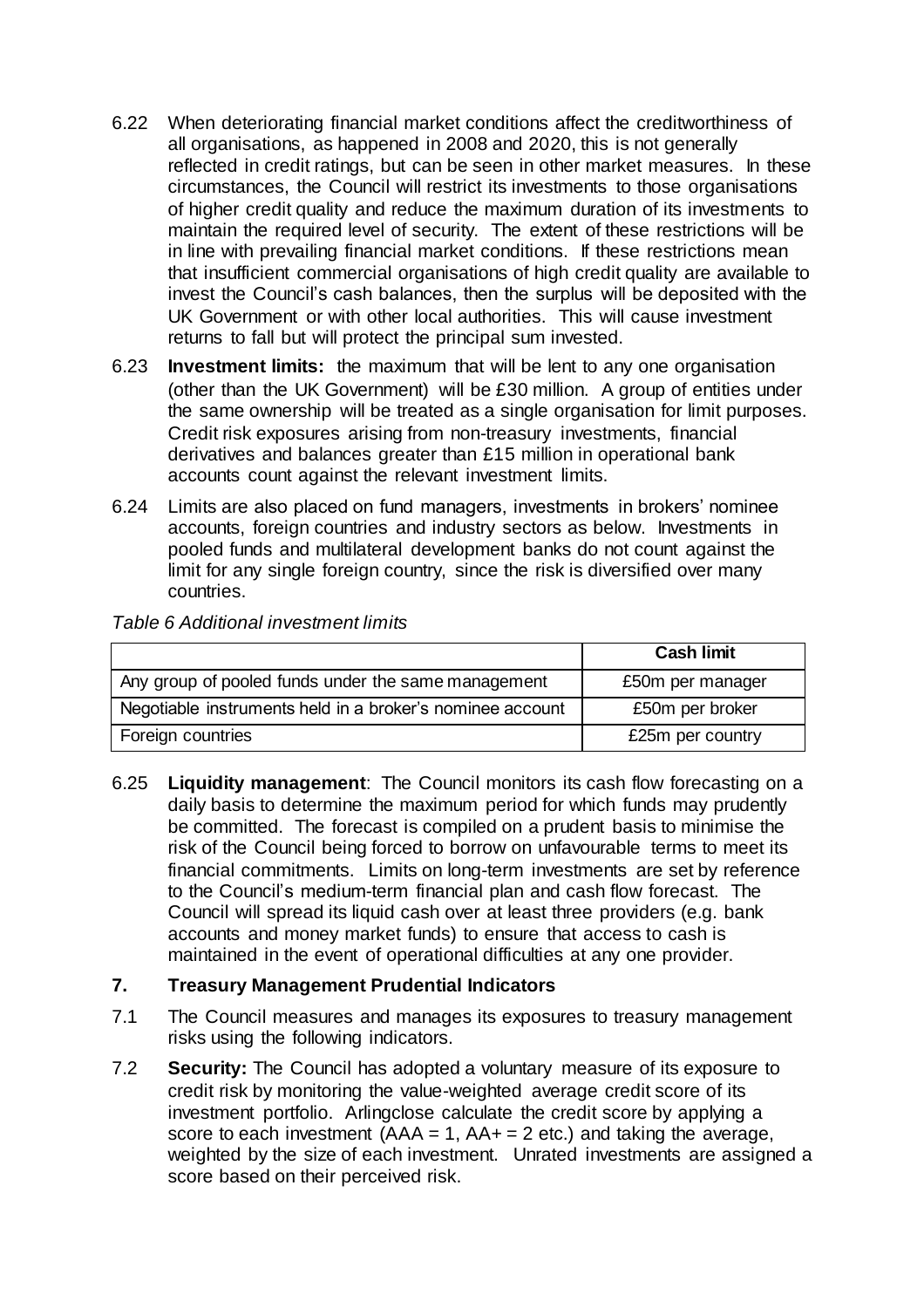6.22 When deteriorating financial market conditions affect the creditworthiness of all organisations, as happened in 2008 and 2020, this is not generally reflected in credit ratings, but can be seen in other market measures. In these circumstances, the Council will restrict its investments to those organisations of higher credit quality and reduce the maximum duration of its investments to maintain the required level of security. The extent of these restrictions will be in line with prevailing financial market conditions. If these restrictions mean that insufficient commercial organisations of high credit quality are available to invest the Council's cash balances, then the surplus will be deposited with the UK Government or with other local authorities. This will cause investment returns to fall but will protect the principal sum invested.

6.23 **Investment limits:** the maximum that will be lent to any one organisation (other than the UK Government) will be £30 million. A group of entities under the same ownership will be treated as a single organisation for limit purposes. Credit risk exposures arising from non-treasury investments, financial derivatives and balances greater than £15 million in operational bank accounts count against the relevant investment limits.

6.24 Limits are also placed on fund managers, investments in brokers' nominee accounts, foreign countries and industry sectors as below. Investments in pooled funds and multilateral development banks do not count against the limit for any single foreign country, since the risk is diversified over many countries.

*Table 6 Additional investment limits*

| | **Cash limit** |
|---|---|
| Any group of pooled funds under the same management | £50m per manager |
| Negotiable instruments held in a broker's nominee account | £50m per broker |
| Foreign countries | £25m per country |

6.25 **Liquidity management**: The Council monitors its cash flow forecasting on a daily basis to determine the maximum period for which funds may prudently be committed. The forecast is compiled on a prudent basis to minimise the risk of the Council being forced to borrow on unfavourable terms to meet its financial commitments. Limits on long-term investments are set by reference to the Council's medium-term financial plan and cash flow forecast. The Council will spread its liquid cash over at least three providers (e.g. bank accounts and money market funds) to ensure that access to cash is maintained in the event of operational difficulties at any one provider.

## 7. Treasury Management Prudential Indicators

7.1 The Council measures and manages its exposures to treasury management risks using the following indicators.

7.2 **Security:** The Council has adopted a voluntary measure of its exposure to credit risk by monitoring the value-weighted average credit score of its investment portfolio. Arlingclose calculate the credit score by applying a score to each investment (AAA = 1, AA+ = 2 etc.) and taking the average, weighted by the size of each investment. Unrated investments are assigned a score based on their perceived risk.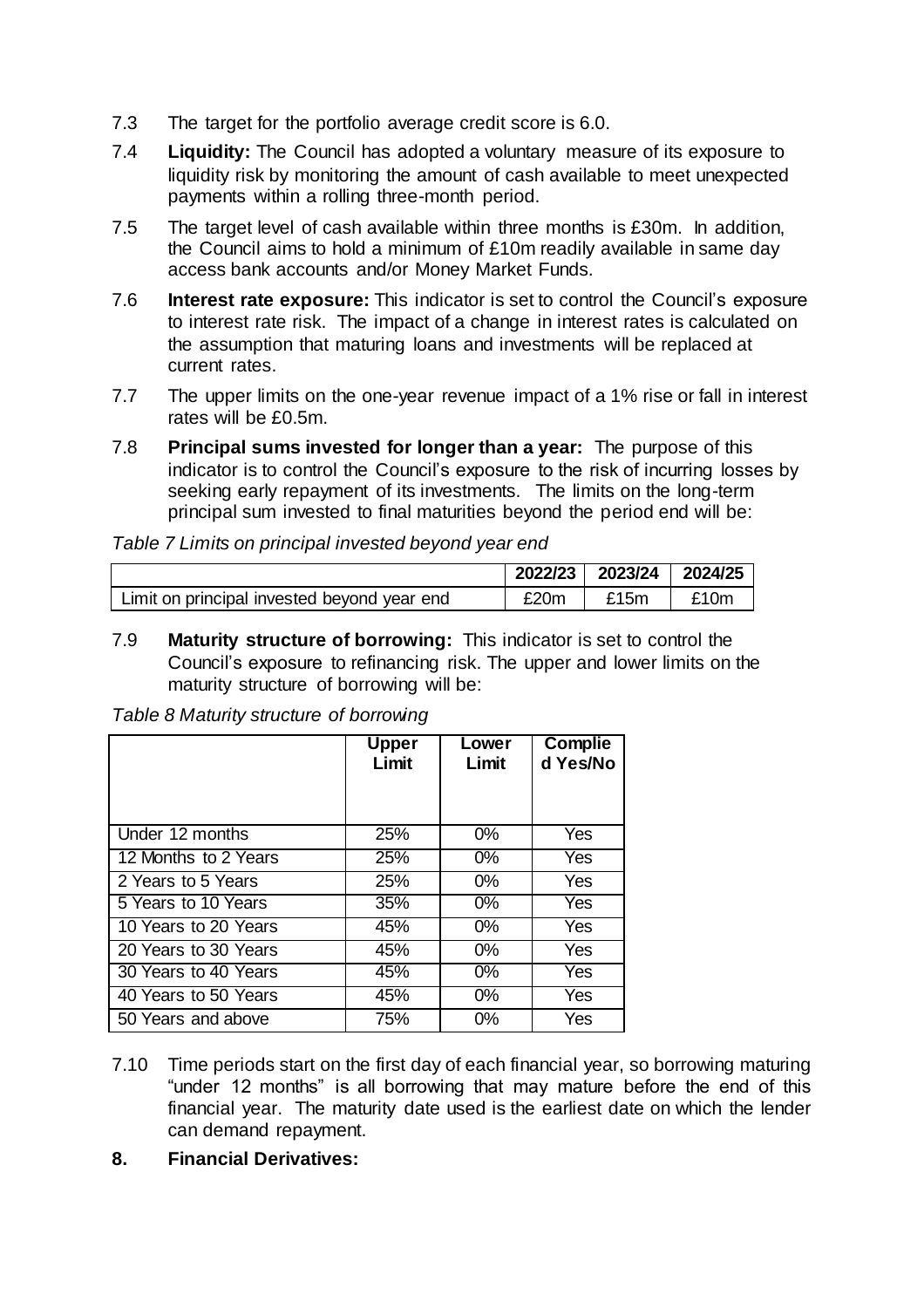7.3 The target for the portfolio average credit score is 6.0.

7.4 **Liquidity:** The Council has adopted a voluntary measure of its exposure to liquidity risk by monitoring the amount of cash available to meet unexpected payments within a rolling three-month period.

7.5 The target level of cash available within three months is £30m. In addition, the Council aims to hold a minimum of £10m readily available in same day access bank accounts and/or Money Market Funds.

7.6 **Interest rate exposure:** This indicator is set to control the Council's exposure to interest rate risk. The impact of a change in interest rates is calculated on the assumption that maturing loans and investments will be replaced at current rates.

7.7 The upper limits on the one-year revenue impact of a 1% rise or fall in interest rates will be £0.5m.

7.8 **Principal sums invested for longer than a year:** The purpose of this indicator is to control the Council's exposure to the risk of incurring losses by seeking early repayment of its investments. The limits on the long-term principal sum invested to final maturities beyond the period end will be:

*Table 7 Limits on principal invested beyond year end*

| | 2022/23 | 2023/24 | 2024/25 |
|---|---|---|---|
| Limit on principal invested beyond year end | £20m | £15m | £10m |

7.9 **Maturity structure of borrowing:** This indicator is set to control the Council's exposure to refinancing risk. The upper and lower limits on the maturity structure of borrowing will be:

*Table 8 Maturity structure of borrowing*

| | Upper Limit | Lower Limit | Complied Yes/No |
|---|---|---|---|
| Under 12 months | 25% | 0% | Yes |
| 12 Months to 2 Years | 25% | 0% | Yes |
| 2 Years to 5 Years | 25% | 0% | Yes |
| 5 Years to 10 Years | 35% | 0% | Yes |
| 10 Years to 20 Years | 45% | 0% | Yes |
| 20 Years to 30 Years | 45% | 0% | Yes |
| 30 Years to 40 Years | 45% | 0% | Yes |
| 40 Years to 50 Years | 45% | 0% | Yes |
| 50 Years and above | 75% | 0% | Yes |

7.10 Time periods start on the first day of each financial year, so borrowing maturing "under 12 months" is all borrowing that may mature before the end of this financial year. The maturity date used is the earliest date on which the lender can demand repayment.

## 8. Financial Derivatives: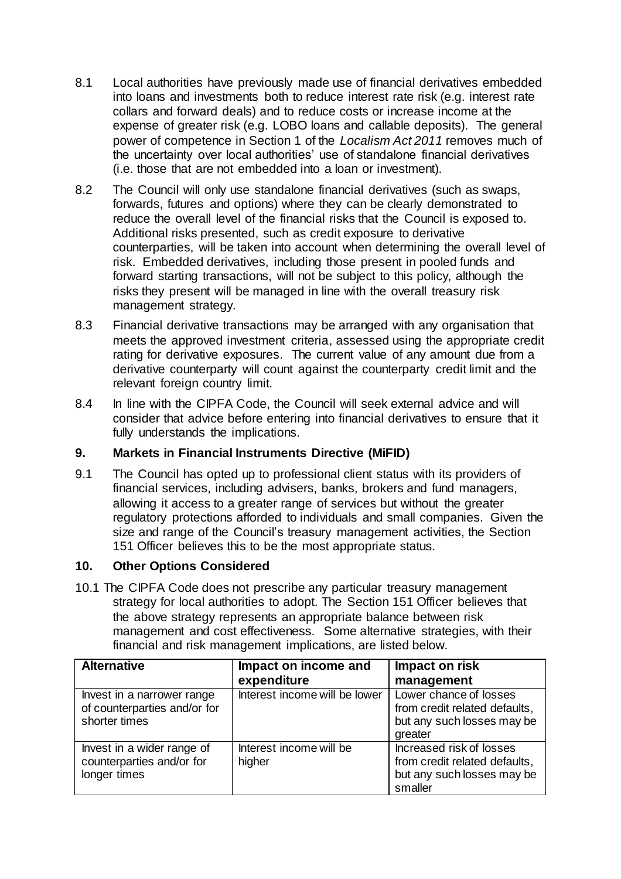8.1 Local authorities have previously made use of financial derivatives embedded into loans and investments both to reduce interest rate risk (e.g. interest rate collars and forward deals) and to reduce costs or increase income at the expense of greater risk (e.g. LOBO loans and callable deposits). The general power of competence in Section 1 of the *Localism Act 2011* removes much of the uncertainty over local authorities' use of standalone financial derivatives (i.e. those that are not embedded into a loan or investment).

8.2 The Council will only use standalone financial derivatives (such as swaps, forwards, futures and options) where they can be clearly demonstrated to reduce the overall level of the financial risks that the Council is exposed to. Additional risks presented, such as credit exposure to derivative counterparties, will be taken into account when determining the overall level of risk. Embedded derivatives, including those present in pooled funds and forward starting transactions, will not be subject to this policy, although the risks they present will be managed in line with the overall treasury risk management strategy.

8.3 Financial derivative transactions may be arranged with any organisation that meets the approved investment criteria, assessed using the appropriate credit rating for derivative exposures. The current value of any amount due from a derivative counterparty will count against the counterparty credit limit and the relevant foreign country limit.

8.4 In line with the CIPFA Code, the Council will seek external advice and will consider that advice before entering into financial derivatives to ensure that it fully understands the implications.

## 9. Markets in Financial Instruments Directive (MiFID)

9.1 The Council has opted up to professional client status with its providers of financial services, including advisers, banks, brokers and fund managers, allowing it access to a greater range of services but without the greater regulatory protections afforded to individuals and small companies. Given the size and range of the Council's treasury management activities, the Section 151 Officer believes this to be the most appropriate status.

## 10. Other Options Considered

10.1 The CIPFA Code does not prescribe any particular treasury management strategy for local authorities to adopt. The Section 151 Officer believes that the above strategy represents an appropriate balance between risk management and cost effectiveness. Some alternative strategies, with their financial and risk management implications, are listed below.

| Alternative | Impact on income and expenditure | Impact on risk management |
|---|---|---|
| Invest in a narrower range of counterparties and/or for shorter times | Interest income will be lower | Lower chance of losses from credit related defaults, but any such losses may be greater |
| Invest in a wider range of counterparties and/or for longer times | Interest income will be higher | Increased risk of losses from credit related defaults, but any such losses may be smaller |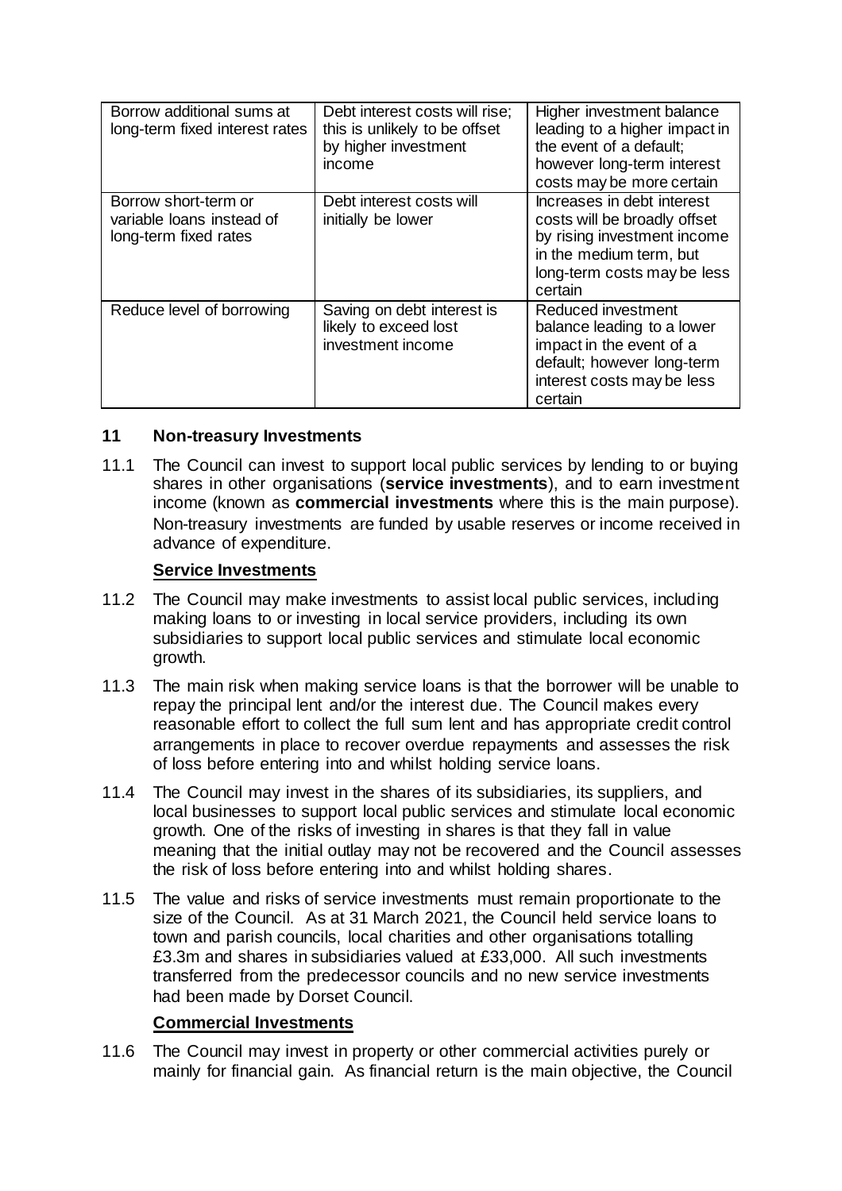| | | |
|---|---|---|
| Borrow additional sums at long-term fixed interest rates | Debt interest costs will rise; this is unlikely to be offset by higher investment income | Higher investment balance leading to a higher impact in the event of a default; however long-term interest costs may be more certain |
| Borrow short-term or variable loans instead of long-term fixed rates | Debt interest costs will initially be lower | Increases in debt interest costs will be broadly offset by rising investment income in the medium term, but long-term costs may be less certain |
| Reduce level of borrowing | Saving on debt interest is likely to exceed lost investment income | Reduced investment balance leading to a lower impact in the event of a default; however long-term interest costs may be less certain |

## 11 Non-treasury Investments

11.1 The Council can invest to support local public services by lending to or buying shares in other organisations (**service investments**), and to earn investment income (known as **commercial investments** where this is the main purpose). Non-treasury investments are funded by usable reserves or income received in advance of expenditure.

**Service Investments**

11.2 The Council may make investments to assist local public services, including making loans to or investing in local service providers, including its own subsidiaries to support local public services and stimulate local economic growth.

11.3 The main risk when making service loans is that the borrower will be unable to repay the principal lent and/or the interest due. The Council makes every reasonable effort to collect the full sum lent and has appropriate credit control arrangements in place to recover overdue repayments and assesses the risk of loss before entering into and whilst holding service loans.

11.4 The Council may invest in the shares of its subsidiaries, its suppliers, and local businesses to support local public services and stimulate local economic growth. One of the risks of investing in shares is that they fall in value meaning that the initial outlay may not be recovered and the Council assesses the risk of loss before entering into and whilst holding shares.

11.5 The value and risks of service investments must remain proportionate to the size of the Council. As at 31 March 2021, the Council held service loans to town and parish councils, local charities and other organisations totalling £3.3m and shares in subsidiaries valued at £33,000. All such investments transferred from the predecessor councils and no new service investments had been made by Dorset Council.

**Commercial Investments**

11.6 The Council may invest in property or other commercial activities purely or mainly for financial gain. As financial return is the main objective, the Council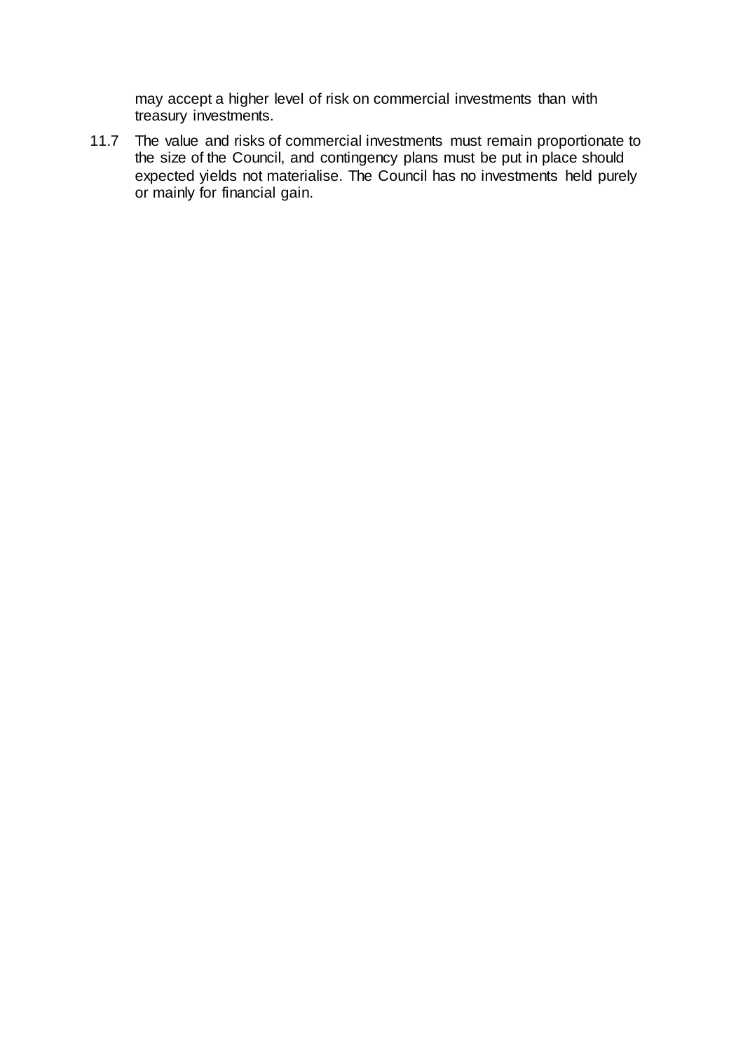may accept a higher level of risk on commercial investments than with treasury investments.

11.7 The value and risks of commercial investments must remain proportionate to the size of the Council, and contingency plans must be put in place should expected yields not materialise. The Council has no investments held purely or mainly for financial gain.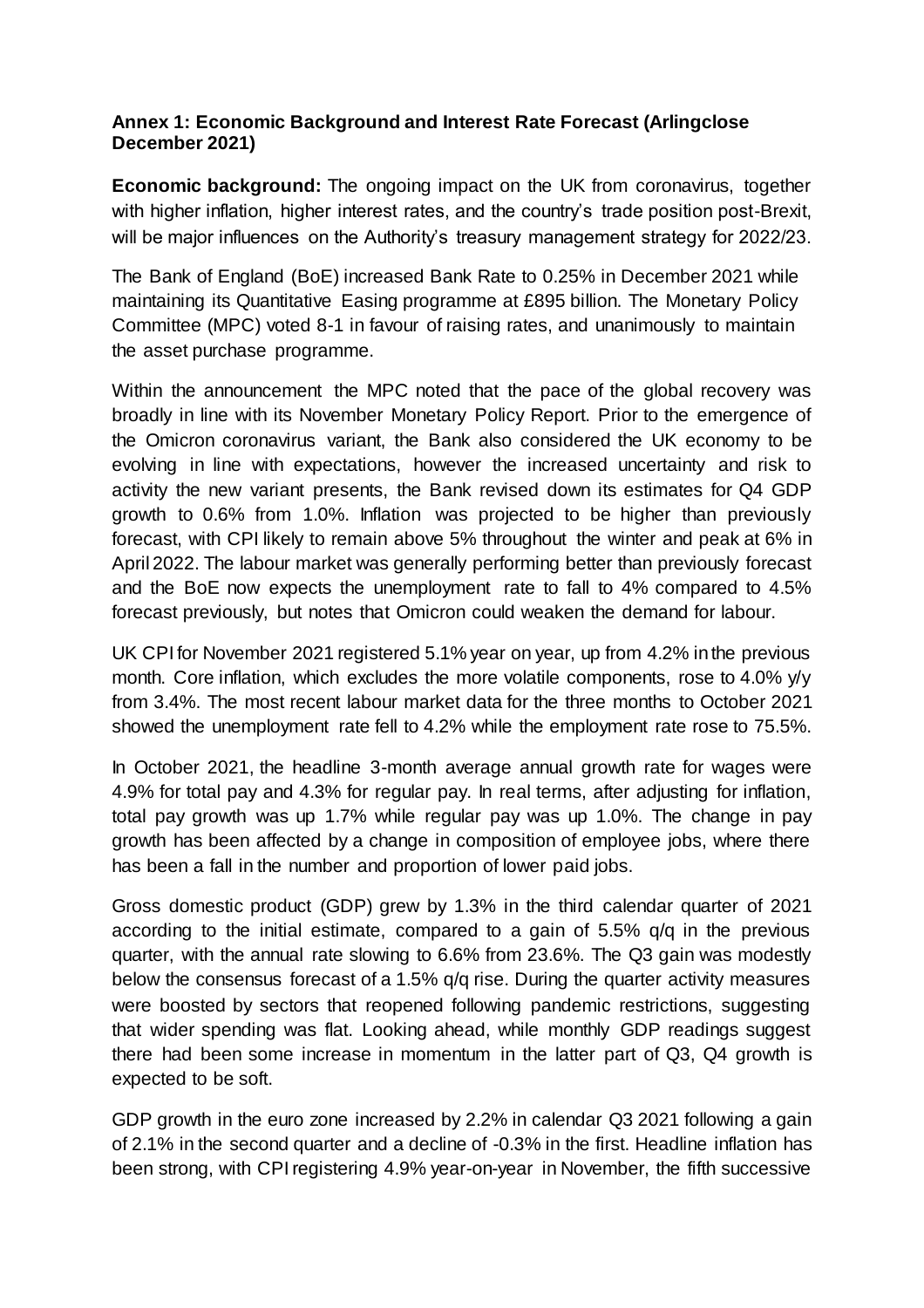**Annex 1: Economic Background and Interest Rate Forecast (Arlingclose December 2021)**

**Economic background:** The ongoing impact on the UK from coronavirus, together with higher inflation, higher interest rates, and the country's trade position post-Brexit, will be major influences on the Authority's treasury management strategy for 2022/23.

The Bank of England (BoE) increased Bank Rate to 0.25% in December 2021 while maintaining its Quantitative Easing programme at £895 billion. The Monetary Policy Committee (MPC) voted 8-1 in favour of raising rates, and unanimously to maintain the asset purchase programme.

Within the announcement the MPC noted that the pace of the global recovery was broadly in line with its November Monetary Policy Report. Prior to the emergence of the Omicron coronavirus variant, the Bank also considered the UK economy to be evolving in line with expectations, however the increased uncertainty and risk to activity the new variant presents, the Bank revised down its estimates for Q4 GDP growth to 0.6% from 1.0%. Inflation was projected to be higher than previously forecast, with CPI likely to remain above 5% throughout the winter and peak at 6% in April 2022. The labour market was generally performing better than previously forecast and the BoE now expects the unemployment rate to fall to 4% compared to 4.5% forecast previously, but notes that Omicron could weaken the demand for labour.

UK CPI for November 2021 registered 5.1% year on year, up from 4.2% in the previous month. Core inflation, which excludes the more volatile components, rose to 4.0% y/y from 3.4%. The most recent labour market data for the three months to October 2021 showed the unemployment rate fell to 4.2% while the employment rate rose to 75.5%.

In October 2021, the headline 3-month average annual growth rate for wages were 4.9% for total pay and 4.3% for regular pay. In real terms, after adjusting for inflation, total pay growth was up 1.7% while regular pay was up 1.0%. The change in pay growth has been affected by a change in composition of employee jobs, where there has been a fall in the number and proportion of lower paid jobs.

Gross domestic product (GDP) grew by 1.3% in the third calendar quarter of 2021 according to the initial estimate, compared to a gain of 5.5% q/q in the previous quarter, with the annual rate slowing to 6.6% from 23.6%. The Q3 gain was modestly below the consensus forecast of a 1.5% q/q rise. During the quarter activity measures were boosted by sectors that reopened following pandemic restrictions, suggesting that wider spending was flat. Looking ahead, while monthly GDP readings suggest there had been some increase in momentum in the latter part of Q3, Q4 growth is expected to be soft.

GDP growth in the euro zone increased by 2.2% in calendar Q3 2021 following a gain of 2.1% in the second quarter and a decline of -0.3% in the first. Headline inflation has been strong, with CPI registering 4.9% year-on-year in November, the fifth successive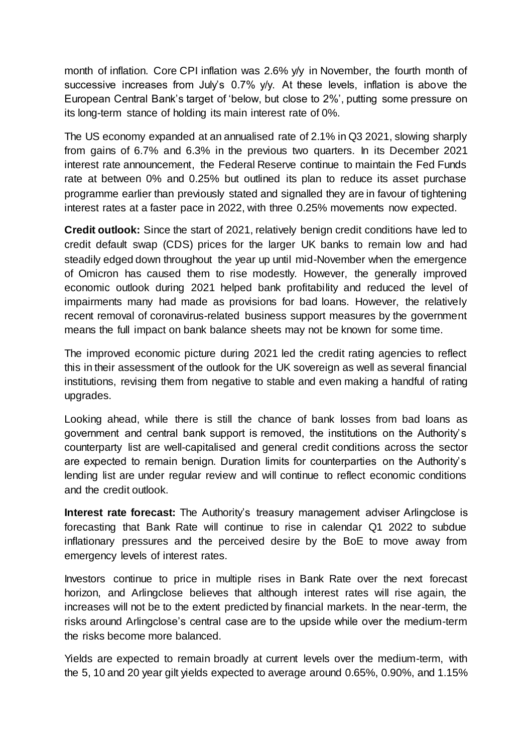month of inflation. Core CPI inflation was 2.6% y/y in November, the fourth month of successive increases from July's 0.7% y/y. At these levels, inflation is above the European Central Bank's target of 'below, but close to 2%', putting some pressure on its long-term stance of holding its main interest rate of 0%.

The US economy expanded at an annualised rate of 2.1% in Q3 2021, slowing sharply from gains of 6.7% and 6.3% in the previous two quarters. In its December 2021 interest rate announcement, the Federal Reserve continue to maintain the Fed Funds rate at between 0% and 0.25% but outlined its plan to reduce its asset purchase programme earlier than previously stated and signalled they are in favour of tightening interest rates at a faster pace in 2022, with three 0.25% movements now expected.

**Credit outlook:** Since the start of 2021, relatively benign credit conditions have led to credit default swap (CDS) prices for the larger UK banks to remain low and had steadily edged down throughout the year up until mid-November when the emergence of Omicron has caused them to rise modestly. However, the generally improved economic outlook during 2021 helped bank profitability and reduced the level of impairments many had made as provisions for bad loans. However, the relatively recent removal of coronavirus-related business support measures by the government means the full impact on bank balance sheets may not be known for some time.

The improved economic picture during 2021 led the credit rating agencies to reflect this in their assessment of the outlook for the UK sovereign as well as several financial institutions, revising them from negative to stable and even making a handful of rating upgrades.

Looking ahead, while there is still the chance of bank losses from bad loans as government and central bank support is removed, the institutions on the Authority's counterparty list are well-capitalised and general credit conditions across the sector are expected to remain benign. Duration limits for counterparties on the Authority's lending list are under regular review and will continue to reflect economic conditions and the credit outlook.

**Interest rate forecast:** The Authority's treasury management adviser Arlingclose is forecasting that Bank Rate will continue to rise in calendar Q1 2022 to subdue inflationary pressures and the perceived desire by the BoE to move away from emergency levels of interest rates.

Investors continue to price in multiple rises in Bank Rate over the next forecast horizon, and Arlingclose believes that although interest rates will rise again, the increases will not be to the extent predicted by financial markets. In the near-term, the risks around Arlingclose's central case are to the upside while over the medium-term the risks become more balanced.

Yields are expected to remain broadly at current levels over the medium-term, with the 5, 10 and 20 year gilt yields expected to average around 0.65%, 0.90%, and 1.15%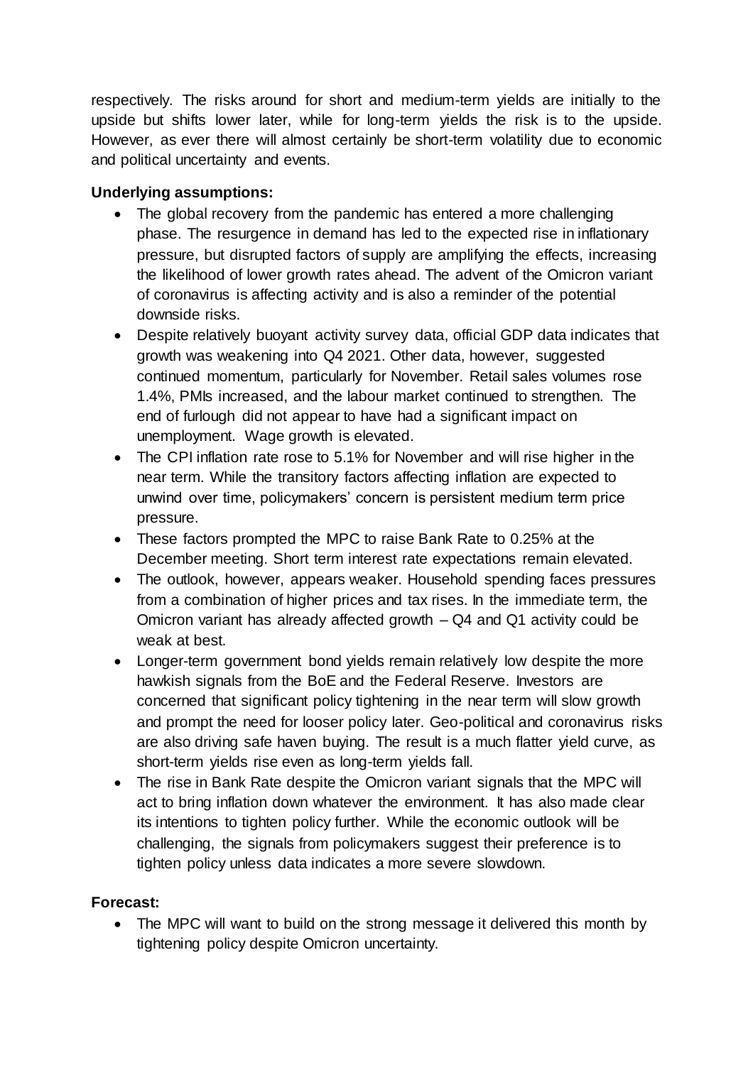respectively. The risks around for short and medium-term yields are initially to the upside but shifts lower later, while for long-term yields the risk is to the upside. However, as ever there will almost certainly be short-term volatility due to economic and political uncertainty and events.

**Underlying assumptions:**

- The global recovery from the pandemic has entered a more challenging phase. The resurgence in demand has led to the expected rise in inflationary pressure, but disrupted factors of supply are amplifying the effects, increasing the likelihood of lower growth rates ahead. The advent of the Omicron variant of coronavirus is affecting activity and is also a reminder of the potential downside risks.
- Despite relatively buoyant activity survey data, official GDP data indicates that growth was weakening into Q4 2021. Other data, however, suggested continued momentum, particularly for November. Retail sales volumes rose 1.4%, PMIs increased, and the labour market continued to strengthen. The end of furlough did not appear to have had a significant impact on unemployment. Wage growth is elevated.
- The CPI inflation rate rose to 5.1% for November and will rise higher in the near term. While the transitory factors affecting inflation are expected to unwind over time, policymakers' concern is persistent medium term price pressure.
- These factors prompted the MPC to raise Bank Rate to 0.25% at the December meeting. Short term interest rate expectations remain elevated.
- The outlook, however, appears weaker. Household spending faces pressures from a combination of higher prices and tax rises. In the immediate term, the Omicron variant has already affected growth – Q4 and Q1 activity could be weak at best.
- Longer-term government bond yields remain relatively low despite the more hawkish signals from the BoE and the Federal Reserve. Investors are concerned that significant policy tightening in the near term will slow growth and prompt the need for looser policy later. Geo-political and coronavirus risks are also driving safe haven buying. The result is a much flatter yield curve, as short-term yields rise even as long-term yields fall.
- The rise in Bank Rate despite the Omicron variant signals that the MPC will act to bring inflation down whatever the environment. It has also made clear its intentions to tighten policy further. While the economic outlook will be challenging, the signals from policymakers suggest their preference is to tighten policy unless data indicates a more severe slowdown.

**Forecast:**

- The MPC will want to build on the strong message it delivered this month by tightening policy despite Omicron uncertainty.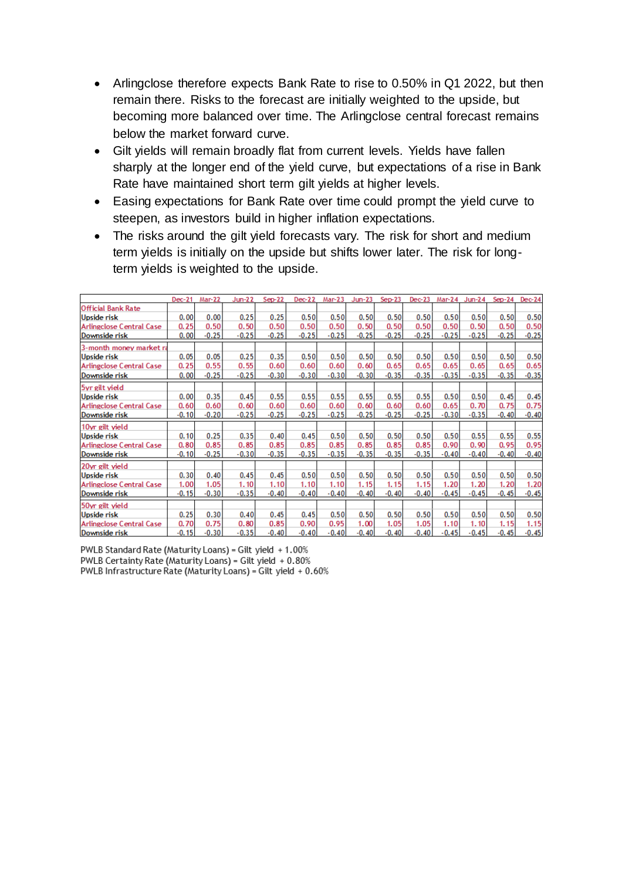- Arlingclose therefore expects Bank Rate to rise to 0.50% in Q1 2022, but then remain there. Risks to the forecast are initially weighted to the upside, but becoming more balanced over time. The Arlingclose central forecast remains below the market forward curve.
- Gilt yields will remain broadly flat from current levels. Yields have fallen sharply at the longer end of the yield curve, but expectations of a rise in Bank Rate have maintained short term gilt yields at higher levels.
- Easing expectations for Bank Rate over time could prompt the yield curve to steepen, as investors build in higher inflation expectations.
- The risks around the gilt yield forecasts vary. The risk for short and medium term yields is initially on the upside but shifts lower later. The risk for long-term yields is weighted to the upside.

| | Dec-21 | Mar-22 | Jun-22 | Sep-22 | Dec-22 | Mar-23 | Jun-23 | Sep-23 | Dec-23 | Mar-24 | Jun-24 | Sep-24 | Dec-24 |
|---|---|---|---|---|---|---|---|---|---|---|---|---|---|
| **Official Bank Rate** | | | | | | | | | | | | | |
| **Upside risk** | 0.00 | 0.00 | 0.25 | 0.25 | 0.50 | 0.50 | 0.50 | 0.50 | 0.50 | 0.50 | 0.50 | 0.50 | 0.50 |
| **Arlingclose Central Case** | 0.25 | 0.50 | 0.50 | 0.50 | 0.50 | 0.50 | 0.50 | 0.50 | 0.50 | 0.50 | 0.50 | 0.50 | 0.50 |
| **Downside risk** | 0.00 | -0.25 | -0.25 | -0.25 | -0.25 | -0.25 | -0.25 | -0.25 | -0.25 | -0.25 | -0.25 | -0.25 | -0.25 |
| **3-month money market ra** | | | | | | | | | | | | | |
| **Upside risk** | 0.05 | 0.05 | 0.25 | 0.35 | 0.50 | 0.50 | 0.50 | 0.50 | 0.50 | 0.50 | 0.50 | 0.50 | 0.50 |
| **Arlingclose Central Case** | 0.25 | 0.55 | 0.55 | 0.60 | 0.60 | 0.60 | 0.60 | 0.65 | 0.65 | 0.65 | 0.65 | 0.65 | 0.65 |
| **Downside risk** | 0.00 | -0.25 | -0.25 | -0.30 | -0.30 | -0.30 | -0.30 | -0.35 | -0.35 | -0.35 | -0.35 | -0.35 | -0.35 |
| **5yr gilt yield** | | | | | | | | | | | | | |
| **Upside risk** | 0.00 | 0.35 | 0.45 | 0.55 | 0.55 | 0.55 | 0.55 | 0.55 | 0.55 | 0.50 | 0.50 | 0.45 | 0.45 |
| **Arlingclose Central Case** | 0.60 | 0.60 | 0.60 | 0.60 | 0.60 | 0.60 | 0.60 | 0.60 | 0.60 | 0.65 | 0.70 | 0.75 | 0.75 |
| **Downside risk** | -0.10 | -0.20 | -0.25 | -0.25 | -0.25 | -0.25 | -0.25 | -0.25 | -0.25 | -0.30 | -0.35 | -0.40 | -0.40 |
| **10yr gilt yield** | | | | | | | | | | | | | |
| **Upside risk** | 0.10 | 0.25 | 0.35 | 0.40 | 0.45 | 0.50 | 0.50 | 0.50 | 0.50 | 0.50 | 0.55 | 0.55 | 0.55 |
| **Arlingclose Central Case** | 0.80 | 0.85 | 0.85 | 0.85 | 0.85 | 0.85 | 0.85 | 0.85 | 0.85 | 0.90 | 0.90 | 0.95 | 0.95 |
| **Downside risk** | -0.10 | -0.25 | -0.30 | -0.35 | -0.35 | -0.35 | -0.35 | -0.35 | -0.35 | -0.40 | -0.40 | -0.40 | -0.40 |
| **20yr gilt yield** | | | | | | | | | | | | | |
| **Upside risk** | 0.30 | 0.40 | 0.45 | 0.45 | 0.50 | 0.50 | 0.50 | 0.50 | 0.50 | 0.50 | 0.50 | 0.50 | 0.50 |
| **Arlingclose Central Case** | 1.00 | 1.05 | 1.10 | 1.10 | 1.10 | 1.10 | 1.15 | 1.15 | 1.15 | 1.20 | 1.20 | 1.20 | 1.20 |
| **Downside risk** | -0.15 | -0.30 | -0.35 | -0.40 | -0.40 | -0.40 | -0.40 | -0.40 | -0.40 | -0.45 | -0.45 | -0.45 | -0.45 |
| **50yr gilt yield** | | | | | | | | | | | | | |
| **Upside risk** | 0.25 | 0.30 | 0.40 | 0.45 | 0.45 | 0.50 | 0.50 | 0.50 | 0.50 | 0.50 | 0.50 | 0.50 | 0.50 |
| **Arlingclose Central Case** | 0.70 | 0.75 | 0.80 | 0.85 | 0.90 | 0.95 | 1.00 | 1.05 | 1.05 | 1.10 | 1.10 | 1.15 | 1.15 |
| **Downside risk** | -0.15 | -0.30 | -0.35 | -0.40 | -0.40 | -0.40 | -0.40 | -0.40 | -0.40 | -0.45 | -0.45 | -0.45 | -0.45 |

PWLB Standard Rate (Maturity Loans) = Gilt yield + 1.00%
PWLB Certainty Rate (Maturity Loans) = Gilt yield + 0.80%
PWLB Infrastructure Rate (Maturity Loans) = Gilt yield + 0.60%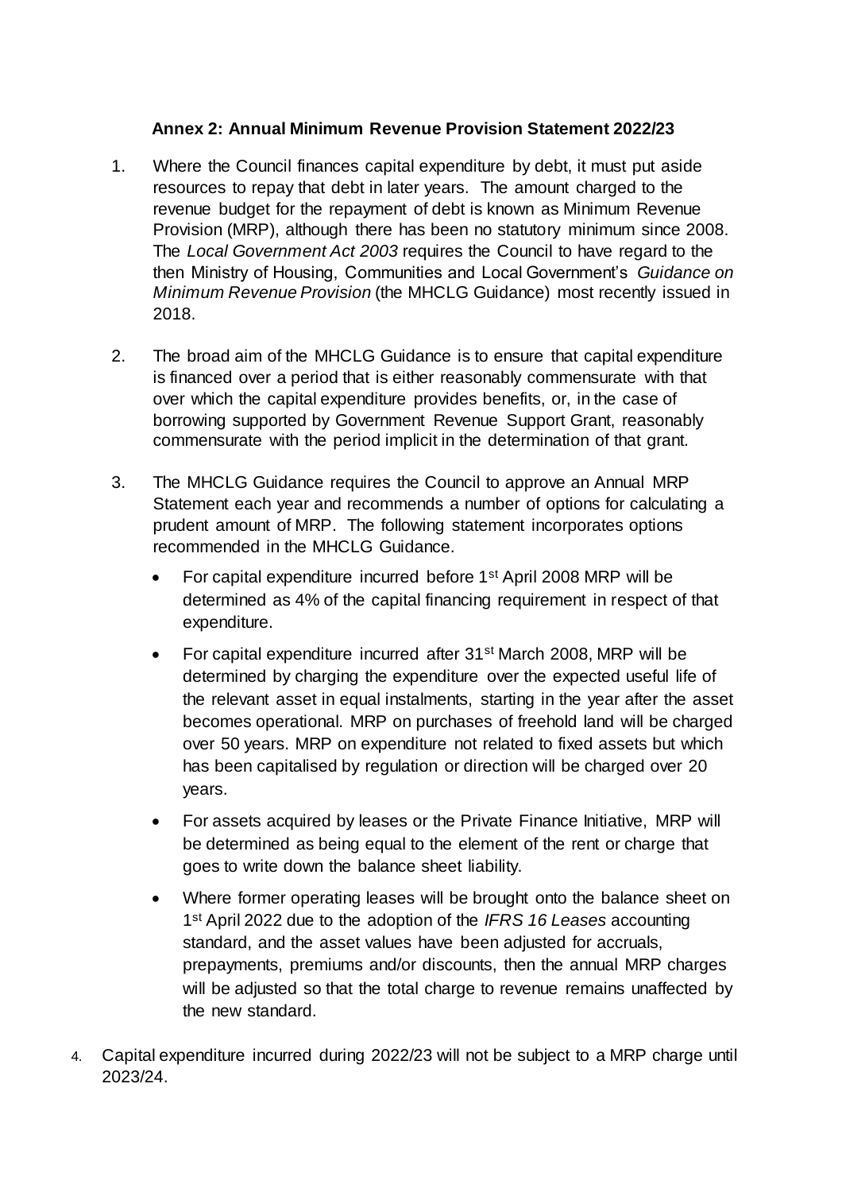**Annex 2: Annual Minimum Revenue Provision Statement 2022/23**

1. Where the Council finances capital expenditure by debt, it must put aside resources to repay that debt in later years. The amount charged to the revenue budget for the repayment of debt is known as Minimum Revenue Provision (MRP), although there has been no statutory minimum since 2008. The *Local Government Act 2003* requires the Council to have regard to the then Ministry of Housing, Communities and Local Government's *Guidance on Minimum Revenue Provision* (the MHCLG Guidance) most recently issued in 2018.

2. The broad aim of the MHCLG Guidance is to ensure that capital expenditure is financed over a period that is either reasonably commensurate with that over which the capital expenditure provides benefits, or, in the case of borrowing supported by Government Revenue Support Grant, reasonably commensurate with the period implicit in the determination of that grant.

3. The MHCLG Guidance requires the Council to approve an Annual MRP Statement each year and recommends a number of options for calculating a prudent amount of MRP. The following statement incorporates options recommended in the MHCLG Guidance.

   - For capital expenditure incurred before 1st April 2008 MRP will be determined as 4% of the capital financing requirement in respect of that expenditure.
   - For capital expenditure incurred after 31st March 2008, MRP will be determined by charging the expenditure over the expected useful life of the relevant asset in equal instalments, starting in the year after the asset becomes operational. MRP on purchases of freehold land will be charged over 50 years. MRP on expenditure not related to fixed assets but which has been capitalised by regulation or direction will be charged over 20 years.
   - For assets acquired by leases or the Private Finance Initiative, MRP will be determined as being equal to the element of the rent or charge that goes to write down the balance sheet liability.
   - Where former operating leases will be brought onto the balance sheet on 1st April 2022 due to the adoption of the *IFRS 16 Leases* accounting standard, and the asset values have been adjusted for accruals, prepayments, premiums and/or discounts, then the annual MRP charges will be adjusted so that the total charge to revenue remains unaffected by the new standard.

4. Capital expenditure incurred during 2022/23 will not be subject to a MRP charge until 2023/24.